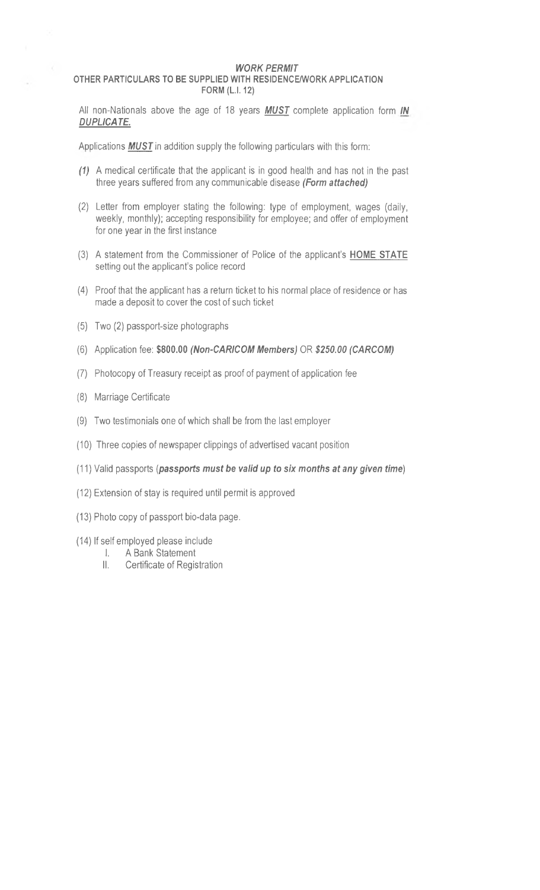# *WORK PERMIT*

**OTHER PARTICULARS TO BE SUPPLIED WITH RESIDENCE/WORK APPLICATION FORM (L.I. 12)**

All non-Nationals above the age of 18 years ***MUST*** complete application form ***IN DUPLICATE.***

Applications ***MUST*** in addition supply the following particulars with this form:

***(1)*** A medical certificate that the applicant is in good health and has not in the past three years suffered from any communicable disease ***(Form attached)***

(2) Letter from employer stating the following: type of employment, wages (daily, weekly, monthly); accepting responsibility for employee; and offer of employment for one year in the first instance

(3) A statement from the Commissioner of Police of the applicant's **HOME STATE** setting out the applicant's police record

(4) Proof that the applicant has a return ticket to his normal place of residence or has made a deposit to cover the cost of such ticket

(5) Two (2) passport-size photographs

(6) Application fee: **$800.00 *(Non-CARICOM Members)*** OR ***$250.00 (CARCOM)***

(7) Photocopy of Treasury receipt as proof of payment of application fee

(8) Marriage Certificate

(9) Two testimonials one of which shall be from the last employer

(10) Three copies of newspaper clippings of advertised vacant position

(11) Valid passports (***passports must be valid up to six months at any given time***)

(12) Extension of stay is required until permit is approved

(13) Photo copy of passport bio-data page.

(14) If self employed please include

  I. A Bank Statement

  II. Certificate of Registration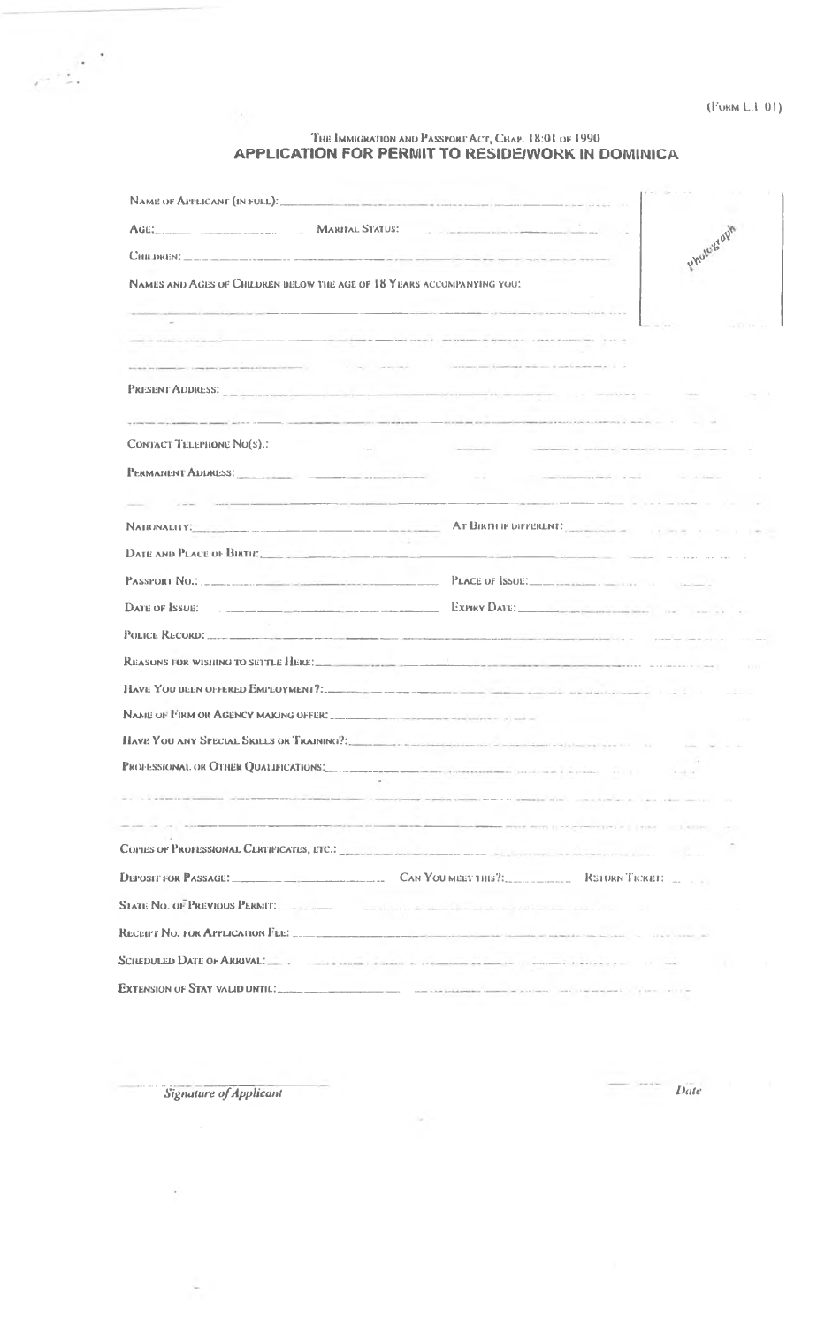(Form L.I. 01)

The Immigration and Passport Act, Chap. 18:01 of 1990

## APPLICATION FOR PERMIT TO RESIDE/WORK IN DOMINICA

Photograph

Name of Applicant (in full): ____________________

Age: __________ Marital Status: __________

Children: ____________________

Names and Ages of Children below the age of 18 Years accompanying you:

____________________

____________________

____________________

Present Address: ____________________

____________________

Contact Telephone No(s).: ____________________

Permanent Address: ____________________

____________________

Nationality: __________ At Birth if different: __________

Date and Place of Birth: ____________________

Passport No.: __________ Place of Issue: __________

Date of Issue: __________ Expiry Date: __________

Police Record: ____________________

Reasons for wishing to settle Here: ____________________

Have You been offered Employment?: ____________________

Name of Firm or Agency making offer: ____________________

Have You any Special Skills or Training?: ____________________

Professional or Other Qualifications: ____________________

____________________

____________________

Copies of Professional Certificates, etc.: ____________________

Deposit for Passage: __________ Can You meet this?: __________ Return Ticket: __________

State No. of Previous Permit: ____________________

Receipt No. for Application Fee: ____________________

Scheduled Date of Arrival: ____________________

Extension of Stay valid until: ____________________

____________________ 
*Signature of Applicant*

__________ 
*Date*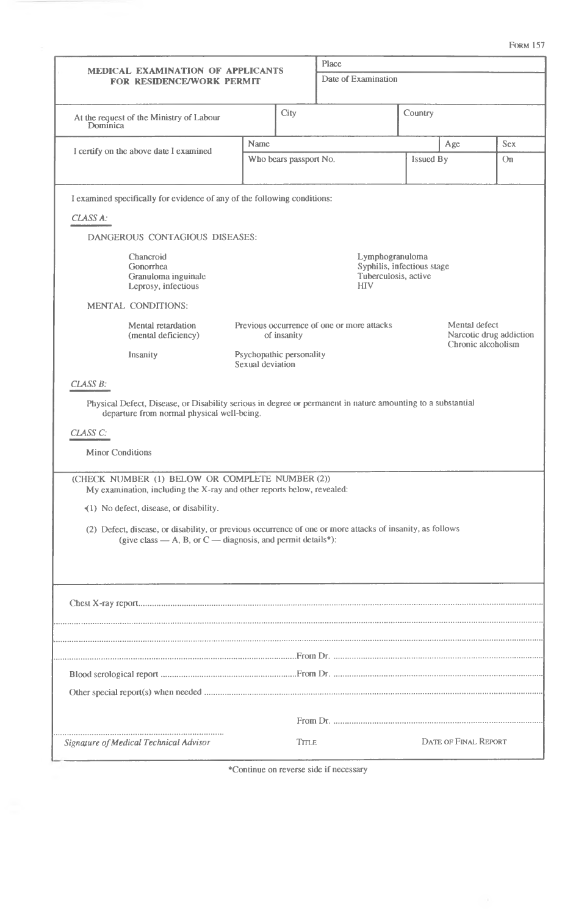Form 157

| MEDICAL EXAMINATION OF APPLICANTS FOR RESIDENCE/WORK PERMIT | | Place | | | |
|---|---|---|---|---|---|
| | | Date of Examination | | | |
| At the request of the Ministry of Labour Dominica | City | | Country | | |
| I certify on the above date I examined | Name | | | Age | Sex |
| | Who bears passport No. | | Issued By | | On |

I examined specifically for evidence of any of the following conditions:

*CLASS A:*

DANGEROUS CONTAGIOUS DISEASES:

- Chancroid
- Gonorrhea
- Granuloma inguinale
- Leprosy, infectious
- Lymphogranuloma
- Syphilis, infectious stage
- Tuberculosis, active
- HIV

MENTAL CONDITIONS:

- Mental retardation (mental deficiency)
- Insanity
- Previous occurrence of one or more attacks of insanity
- Psychopathic personality
- Sexual deviation
- Mental defect
- Narcotic drug addiction
- Chronic alcoholism

*CLASS B:*

Physical Defect, Disease, or Disability serious in degree or permanent in nature amounting to a substantial departure from normal physical well-being.

*CLASS C:*

Minor Conditions

(CHECK NUMBER (1) BELOW OR COMPLETE NUMBER (2))
My examination, including the X-ray and other reports below, revealed:

(1) No defect, disease, or disability.

(2) Defect, disease, or disability, or previous occurrence of one or more attacks of insanity, as follows (give class — A, B, or C — diagnosis, and permit details*):

Chest X-ray report..........................................................................................

..........................................................................................

..........................................................................................

.......................................................................................... From Dr. ..........................................................................................

Blood serological report .......................................................... From Dr. ..........................................................................................

Other special report(s) when needed ..........................................................................................

From Dr. ..........................................................................................

..........................................................................................
*Signature of Medical Technical Advisor* Title Date of Final Report

*Continue on reverse side if necessary